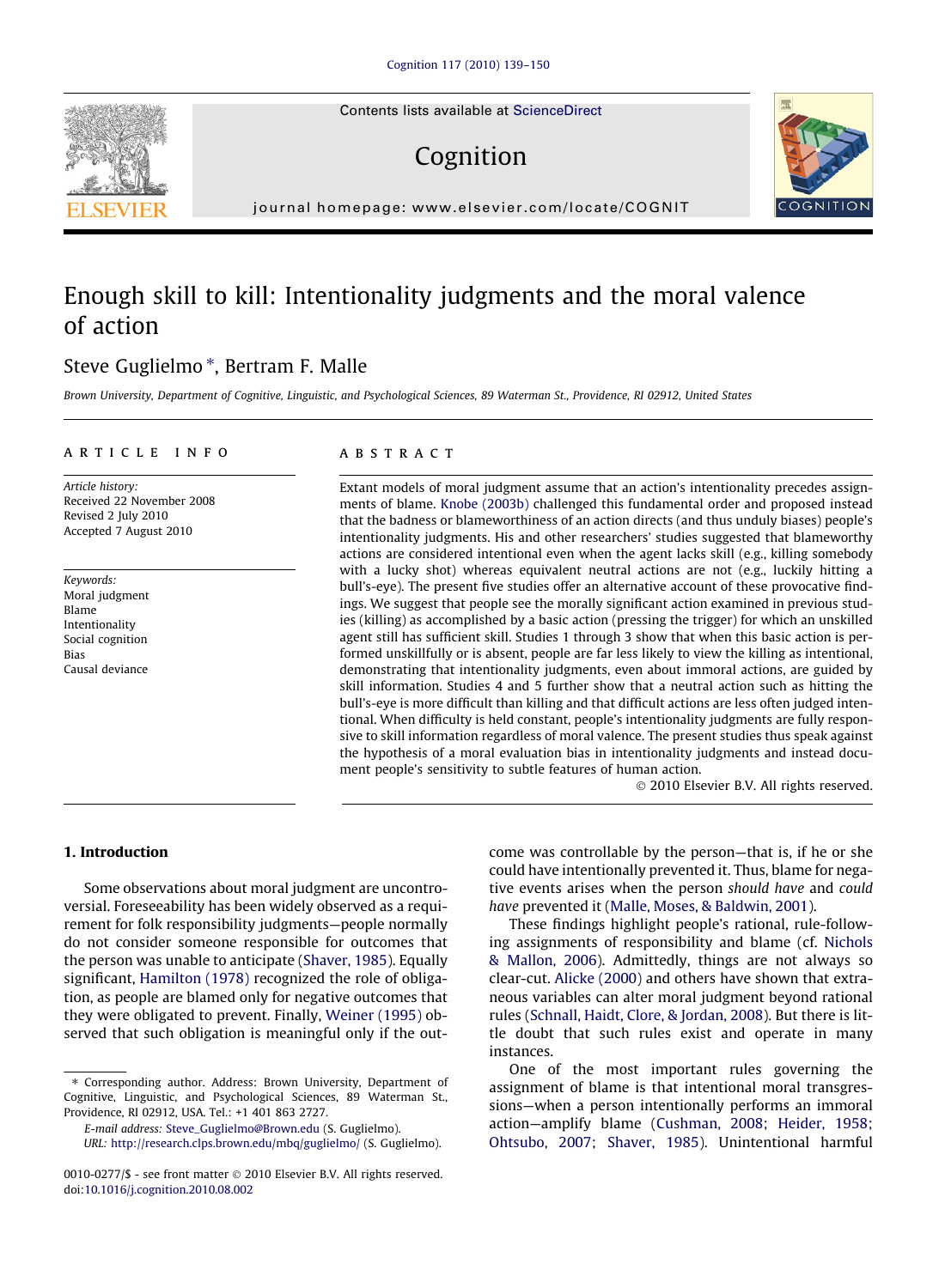# Enough skill to kill: Intentionality judgments and the moral valence of action

Steve Guglielmo *, Bertram F. Malle

*Brown University, Department of Cognitive, Linguistic, and Psychological Sciences, 89 Waterman St., Providence, RI 02912, United States*

## ARTICLE INFO

*Article history:*
Received 22 November 2008
Revised 2 July 2010
Accepted 7 August 2010

*Keywords:*
Moral judgment
Blame
Intentionality
Social cognition
Bias
Causal deviance

## ABSTRACT

Extant models of moral judgment assume that an action's intentionality precedes assignments of blame. Knobe (2003b) challenged this fundamental order and proposed instead that the badness or blameworthiness of an action directs (and thus unduly biases) people's intentionality judgments. His and other researchers' studies suggested that blameworthy actions are considered intentional even when the agent lacks skill (e.g., killing somebody with a lucky shot) whereas equivalent neutral actions are not (e.g., luckily hitting a bull's-eye). The present five studies offer an alternative account of these provocative findings. We suggest that people see the morally significant action examined in previous studies (killing) as accomplished by a basic action (pressing the trigger) for which an unskilled agent still has sufficient skill. Studies 1 through 3 show that when this basic action is performed unskillfully or is absent, people are far less likely to view the killing as intentional, demonstrating that intentionality judgments, even about immoral actions, are guided by skill information. Studies 4 and 5 further show that a neutral action such as hitting the bull's-eye is more difficult than killing and that difficult actions are less often judged intentional. When difficulty is held constant, people's intentionality judgments are fully responsive to skill information regardless of moral valence. The present studies thus speak against the hypothesis of a moral evaluation bias in intentionality judgments and instead document people's sensitivity to subtle features of human action.

© 2010 Elsevier B.V. All rights reserved.

## 1. Introduction

Some observations about moral judgment are uncontroversial. Foreseeability has been widely observed as a requirement for folk responsibility judgments—people normally do not consider someone responsible for outcomes that the person was unable to anticipate (Shaver, 1985). Equally significant, Hamilton (1978) recognized the role of obligation, as people are blamed only for negative outcomes that they were obligated to prevent. Finally, Weiner (1995) observed that such obligation is meaningful only if the outcome was controllable by the person—that is, if he or she could have intentionally prevented it. Thus, blame for negative events arises when the person *should have* and *could have* prevented it (Malle, Moses, & Baldwin, 2001).

These findings highlight people's rational, rule-following assignments of responsibility and blame (cf. Nichols & Mallon, 2006). Admittedly, things are not always so clear-cut. Alicke (2000) and others have shown that extraneous variables can alter moral judgment beyond rational rules (Schnall, Haidt, Clore, & Jordan, 2008). But there is little doubt that such rules exist and operate in many instances.

One of the most important rules governing the assignment of blame is that intentional moral transgressions—when a person intentionally performs an immoral action—amplify blame (Cushman, 2008; Heider, 1958; Ohtsubo, 2007; Shaver, 1985). Unintentional harmful

---

* Corresponding author. Address: Brown University, Department of Cognitive, Linguistic, and Psychological Sciences, 89 Waterman St., Providence, RI 02912, USA. Tel.: +1 401 863 2727.

*E-mail address:* Steve_Guglielmo@Brown.edu (S. Guglielmo).

*URL:* http://research.clps.brown.edu/mbq/guglielmo/ (S. Guglielmo).

0010-0277/$ - see front matter © 2010 Elsevier B.V. All rights reserved.
doi:10.1016/j.cognition.2010.08.002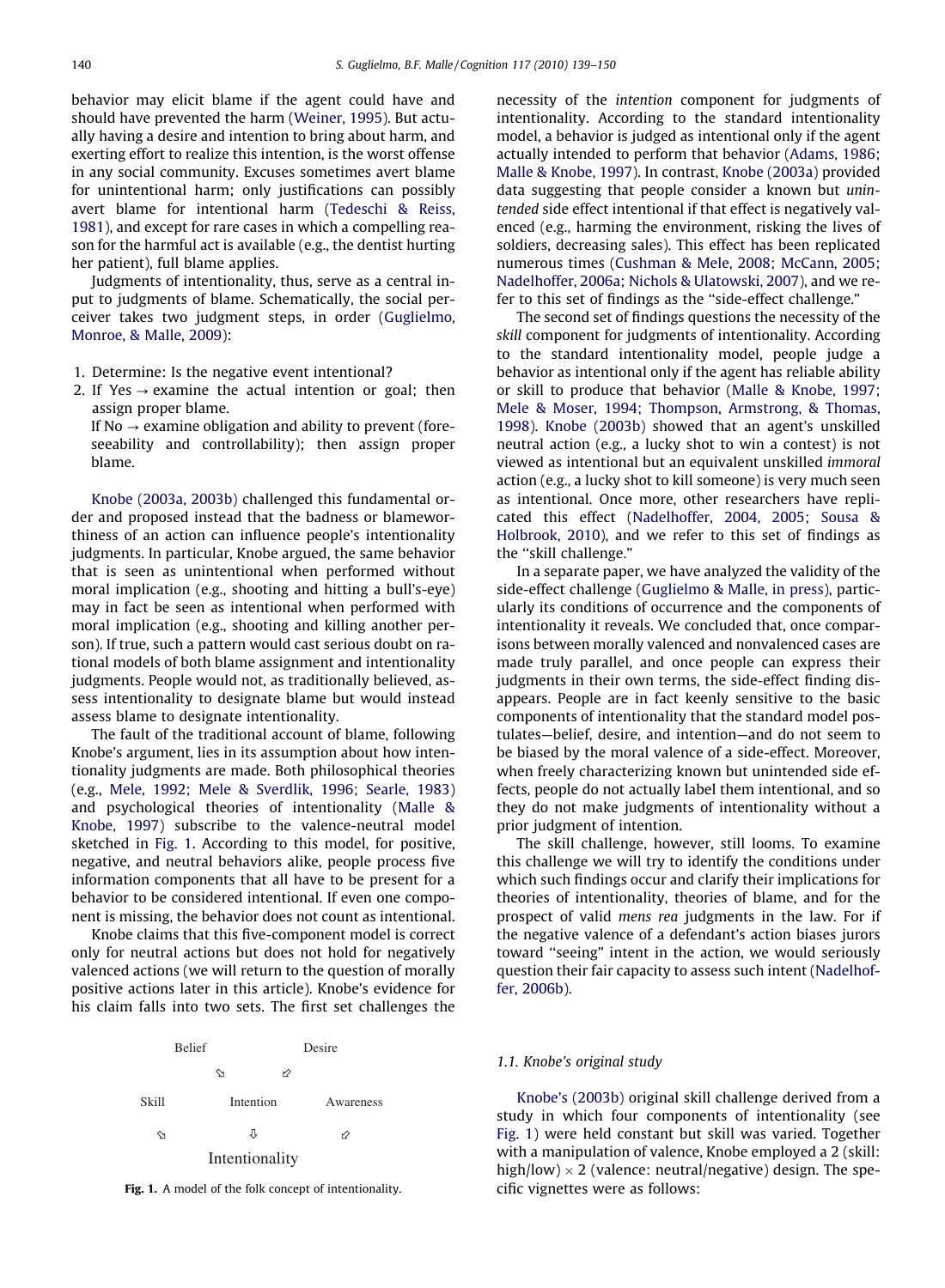behavior may elicit blame if the agent could have and should have prevented the harm (Weiner, 1995). But actually having a desire and intention to bring about harm, and exerting effort to realize this intention, is the worst offense in any social community. Excuses sometimes avert blame for unintentional harm; only justifications can possibly avert blame for intentional harm (Tedeschi & Reiss, 1981), and except for rare cases in which a compelling reason for the harmful act is available (e.g., the dentist hurting her patient), full blame applies.

Judgments of intentionality, thus, serve as a central input to judgments of blame. Schematically, the social perceiver takes two judgment steps, in order (Guglielmo, Monroe, & Malle, 2009):

1. Determine: Is the negative event intentional?
2. If Yes → examine the actual intention or goal; then assign proper blame.
   If No → examine obligation and ability to prevent (foreseeability and controllability); then assign proper blame.

Knobe (2003a, 2003b) challenged this fundamental order and proposed instead that the badness or blameworthiness of an action can influence people's intentionality judgments. In particular, Knobe argued, the same behavior that is seen as unintentional when performed without moral implication (e.g., shooting and hitting a bull's-eye) may in fact be seen as intentional when performed with moral implication (e.g., shooting and killing another person). If true, such a pattern would cast serious doubt on rational models of both blame assignment and intentionality judgments. People would not, as traditionally believed, assess intentionality to designate blame but would instead assess blame to designate intentionality.

The fault of the traditional account of blame, following Knobe's argument, lies in its assumption about how intentionality judgments are made. Both philosophical theories (e.g., Mele, 1992; Mele & Sverdlik, 1996; Searle, 1983) and psychological theories of intentionality (Malle & Knobe, 1997) subscribe to the valence-neutral model sketched in Fig. 1. According to this model, for positive, negative, and neutral behaviors alike, people process five information components that all have to be present for a behavior to be considered intentional. If even one component is missing, the behavior does not count as intentional.

Knobe claims that this five-component model is correct only for neutral actions but does not hold for negatively valenced actions (we will return to the question of morally positive actions later in this article). Knobe's evidence for his claim falls into two sets. The first set challenges the necessity of the *intention* component for judgments of intentionality. According to the standard intentionality model, a behavior is judged as intentional only if the agent actually intended to perform that behavior (Adams, 1986; Malle & Knobe, 1997). In contrast, Knobe (2003a) provided data suggesting that people consider a known but *unintended* side effect intentional if that effect is negatively valenced (e.g., harming the environment, risking the lives of soldiers, decreasing sales). This effect has been replicated numerous times (Cushman & Mele, 2008; McCann, 2005; Nadelhoffer, 2006a; Nichols & Ulatowski, 2007), and we refer to this set of findings as the "side-effect challenge."

The second set of findings questions the necessity of the *skill* component for judgments of intentionality. According to the standard intentionality model, people judge a behavior as intentional only if the agent has reliable ability or skill to produce that behavior (Malle & Knobe, 1997; Mele & Moser, 1994; Thompson, Armstrong, & Thomas, 1998). Knobe (2003b) showed that an agent's unskilled neutral action (e.g., a lucky shot to win a contest) is not viewed as intentional but an equivalent unskilled *immoral* action (e.g., a lucky shot to kill someone) is very much seen as intentional. Once more, other researchers have replicated this effect (Nadelhoffer, 2004, 2005; Sousa & Holbrook, 2010), and we refer to this set of findings as the "skill challenge."

In a separate paper, we have analyzed the validity of the side-effect challenge (Guglielmo & Malle, in press), particularly its conditions of occurrence and the components of intentionality it reveals. We concluded that, once comparisons between morally valenced and nonvalenced cases are made truly parallel, and once people can express their judgments in their own terms, the side-effect finding disappears. People are in fact keenly sensitive to the basic components of intentionality that the standard model postulates—belief, desire, and intention—and do not seem to be biased by the moral valence of a side-effect. Moreover, when freely characterizing known but unintended side effects, people do not actually label them intentional, and so they do not make judgments of intentionality without a prior judgment of intention.

The skill challenge, however, still looms. To examine this challenge we will try to identify the conditions under which such findings occur and clarify their implications for theories of intentionality, theories of blame, and for the prospect of valid *mens rea* judgments in the law. For if the negative valence of a defendant's action biases jurors toward "seeing" intent in the action, we would seriously question their fair capacity to assess such intent (Nadelhoffer, 2006b).

Belief

Desire

Skill

Intention

Awareness

Intentionality

**Fig. 1.** A model of the folk concept of intentionality.

### 1.1. Knobe's original study

Knobe's (2003b) original skill challenge derived from a study in which four components of intentionality (see Fig. 1) were held constant but skill was varied. Together with a manipulation of valence, Knobe employed a 2 (skill: high/low) × 2 (valence: neutral/negative) design. The specific vignettes were as follows: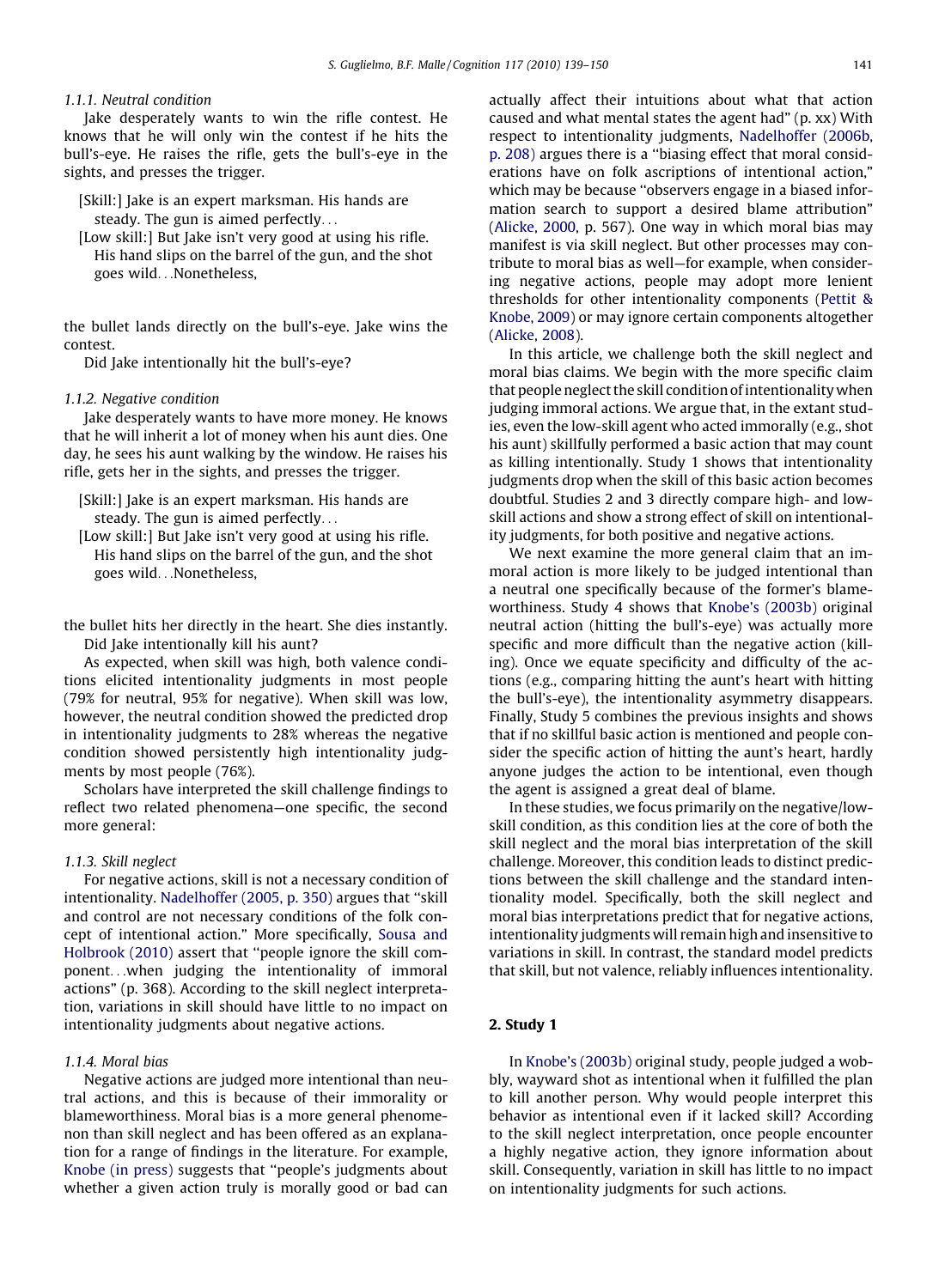#### 1.1.1. Neutral condition

Jake desperately wants to win the rifle contest. He knows that he will only win the contest if he hits the bull's-eye. He raises the rifle, gets the bull's-eye in the sights, and presses the trigger.

> [Skill:] Jake is an expert marksman. His hands are steady. The gun is aimed perfectly…
>
> [Low skill:] But Jake isn't very good at using his rifle. His hand slips on the barrel of the gun, and the shot goes wild…Nonetheless,

the bullet lands directly on the bull's-eye. Jake wins the contest.

Did Jake intentionally hit the bull's-eye?

#### 1.1.2. Negative condition

Jake desperately wants to have more money. He knows that he will inherit a lot of money when his aunt dies. One day, he sees his aunt walking by the window. He raises his rifle, gets her in the sights, and presses the trigger.

> [Skill:] Jake is an expert marksman. His hands are steady. The gun is aimed perfectly…
>
> [Low skill:] But Jake isn't very good at using his rifle. His hand slips on the barrel of the gun, and the shot goes wild…Nonetheless,

the bullet hits her directly in the heart. She dies instantly.

Did Jake intentionally kill his aunt?

As expected, when skill was high, both valence conditions elicited intentionality judgments in most people (79% for neutral, 95% for negative). When skill was low, however, the neutral condition showed the predicted drop in intentionality judgments to 28% whereas the negative condition showed persistently high intentionality judgments by most people (76%).

Scholars have interpreted the skill challenge findings to reflect two related phenomena—one specific, the second more general:

#### 1.1.3. Skill neglect

For negative actions, skill is not a necessary condition of intentionality. Nadelhoffer (2005, p. 350) argues that "skill and control are not necessary conditions of the folk concept of intentional action." More specifically, Sousa and Holbrook (2010) assert that "people ignore the skill component…when judging the intentionality of immoral actions" (p. 368). According to the skill neglect interpretation, variations in skill should have little to no impact on intentionality judgments about negative actions.

#### 1.1.4. Moral bias

Negative actions are judged more intentional than neutral actions, and this is because of their immorality or blameworthiness. Moral bias is a more general phenomenon than skill neglect and has been offered as an explanation for a range of findings in the literature. For example, Knobe (in press) suggests that "people's judgments about whether a given action truly is morally good or bad can actually affect their intuitions about what that action caused and what mental states the agent had" (p. xx) With respect to intentionality judgments, Nadelhoffer (2006b, p. 208) argues there is a "biasing effect that moral considerations have on folk ascriptions of intentional action," which may be because "observers engage in a biased information search to support a desired blame attribution" (Alicke, 2000, p. 567). One way in which moral bias may manifest is via skill neglect. But other processes may contribute to moral bias as well—for example, when considering negative actions, people may adopt more lenient thresholds for other intentionality components (Pettit & Knobe, 2009) or may ignore certain components altogether (Alicke, 2008).

In this article, we challenge both the skill neglect and moral bias claims. We begin with the more specific claim that people neglect the skill condition of intentionality when judging immoral actions. We argue that, in the extant studies, even the low-skill agent who acted immorally (e.g., shot his aunt) skillfully performed a basic action that may count as killing intentionally. Study 1 shows that intentionality judgments drop when the skill of this basic action becomes doubtful. Studies 2 and 3 directly compare high- and low-skill actions and show a strong effect of skill on intentionality judgments, for both positive and negative actions.

We next examine the more general claim that an immoral action is more likely to be judged intentional than a neutral one specifically because of the former's blameworthiness. Study 4 shows that Knobe's (2003b) original neutral action (hitting the bull's-eye) was actually more specific and more difficult than the negative action (killing). Once we equate specificity and difficulty of the actions (e.g., comparing hitting the aunt's heart with hitting the bull's-eye), the intentionality asymmetry disappears. Finally, Study 5 combines the previous insights and shows that if no skillful basic action is mentioned and people consider the specific action of hitting the aunt's heart, hardly anyone judges the action to be intentional, even though the agent is assigned a great deal of blame.

In these studies, we focus primarily on the negative/low-skill condition, as this condition lies at the core of both the skill neglect and the moral bias interpretation of the skill challenge. Moreover, this condition leads to distinct predictions between the skill challenge and the standard intentionality model. Specifically, both the skill neglect and moral bias interpretations predict that for negative actions, intentionality judgments will remain high and insensitive to variations in skill. In contrast, the standard model predicts that skill, but not valence, reliably influences intentionality.

## 2. Study 1

In Knobe's (2003b) original study, people judged a wobbly, wayward shot as intentional when it fulfilled the plan to kill another person. Why would people interpret this behavior as intentional even if it lacked skill? According to the skill neglect interpretation, once people encounter a highly negative action, they ignore information about skill. Consequently, variation in skill has little to no impact on intentionality judgments for such actions.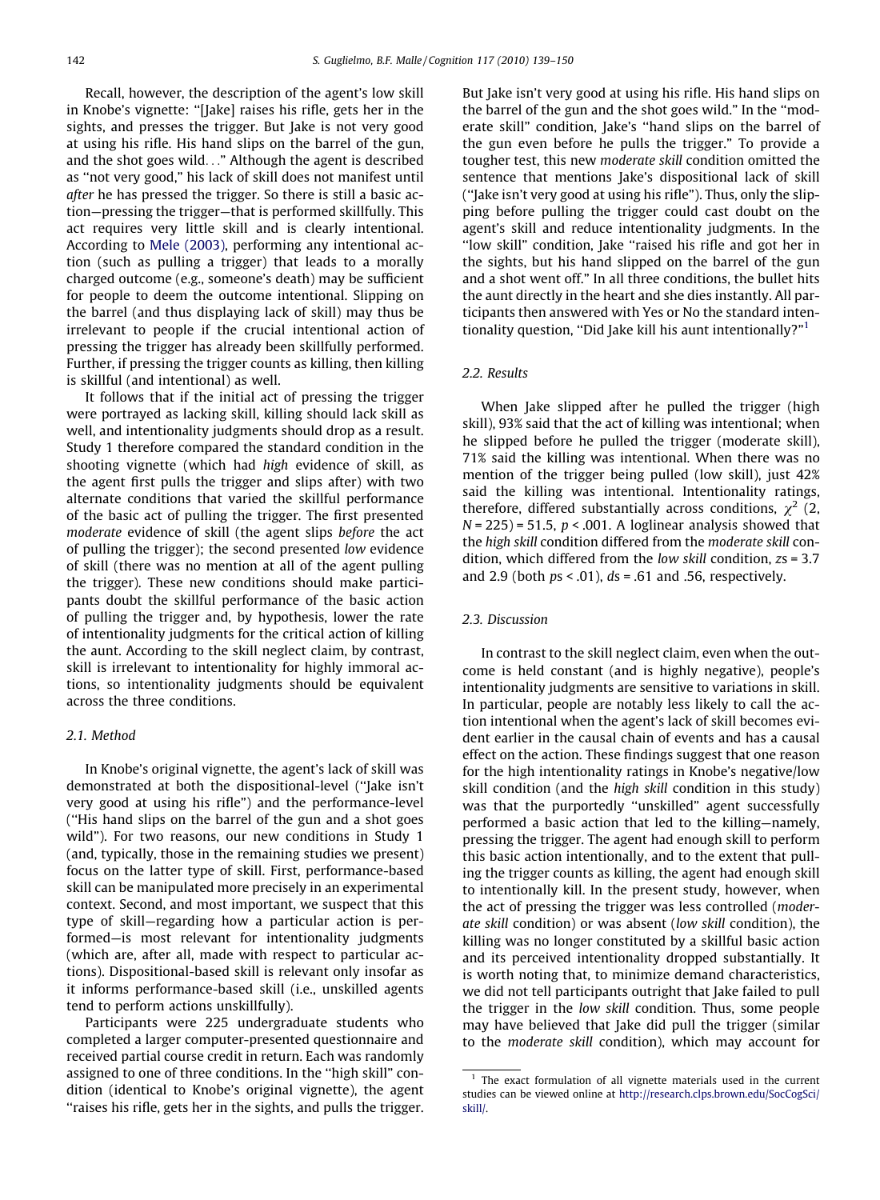Recall, however, the description of the agent's low skill in Knobe's vignette: "[Jake] raises his rifle, gets her in the sights, and presses the trigger. But Jake is not very good at using his rifle. His hand slips on the barrel of the gun, and the shot goes wild..." Although the agent is described as "not very good," his lack of skill does not manifest until *after* he has pressed the trigger. So there is still a basic action—pressing the trigger—that is performed skillfully. This act requires very little skill and is clearly intentional. According to Mele (2003), performing any intentional action (such as pulling a trigger) that leads to a morally charged outcome (e.g., someone's death) may be sufficient for people to deem the outcome intentional. Slipping on the barrel (and thus displaying lack of skill) may thus be irrelevant to people if the crucial intentional action of pressing the trigger has already been skillfully performed. Further, if pressing the trigger counts as killing, then killing is skillful (and intentional) as well.

It follows that if the initial act of pressing the trigger were portrayed as lacking skill, killing should lack skill as well, and intentionality judgments should drop as a result. Study 1 therefore compared the standard condition in the shooting vignette (which had *high* evidence of skill, as the agent first pulls the trigger and slips after) with two alternate conditions that varied the skillful performance of the basic act of pulling the trigger. The first presented *moderate* evidence of skill (the agent slips *before* the act of pulling the trigger); the second presented *low* evidence of skill (there was no mention at all of the agent pulling the trigger). These new conditions should make participants doubt the skillful performance of the basic action of pulling the trigger and, by hypothesis, lower the rate of intentionality judgments for the critical action of killing the aunt. According to the skill neglect claim, by contrast, skill is irrelevant to intentionality for highly immoral actions, so intentionality judgments should be equivalent across the three conditions.

### 2.1. Method

In Knobe's original vignette, the agent's lack of skill was demonstrated at both the dispositional-level ("Jake isn't very good at using his rifle") and the performance-level ("His hand slips on the barrel of the gun and a shot goes wild"). For two reasons, our new conditions in Study 1 (and, typically, those in the remaining studies we present) focus on the latter type of skill. First, performance-based skill can be manipulated more precisely in an experimental context. Second, and most important, we suspect that this type of skill—regarding how a particular action is performed—is most relevant for intentionality judgments (which are, after all, made with respect to particular actions). Dispositional-based skill is relevant only insofar as it informs performance-based skill (i.e., unskilled agents tend to perform actions unskillfully).

Participants were 225 undergraduate students who completed a larger computer-presented questionnaire and received partial course credit in return. Each was randomly assigned to one of three conditions. In the "high skill" condition (identical to Knobe's original vignette), the agent "raises his rifle, gets her in the sights, and pulls the trigger. But Jake isn't very good at using his rifle. His hand slips on the barrel of the gun and the shot goes wild." In the "moderate skill" condition, Jake's "hand slips on the barrel of the gun even before he pulls the trigger." To provide a tougher test, this new *moderate skill* condition omitted the sentence that mentions Jake's dispositional lack of skill ("Jake isn't very good at using his rifle"). Thus, only the slipping before pulling the trigger could cast doubt on the agent's skill and reduce intentionality judgments. In the "low skill" condition, Jake "raised his rifle and got her in the sights, but his hand slipped on the barrel of the gun and a shot went off." In all three conditions, the bullet hits the aunt directly in the heart and she dies instantly. All participants then answered with Yes or No the standard intentionality question, "Did Jake kill his aunt intentionally?"[1]

### 2.2. Results

When Jake slipped after he pulled the trigger (high skill), 93% said that the act of killing was intentional; when he slipped before he pulled the trigger (moderate skill), 71% said the killing was intentional. When there was no mention of the trigger being pulled (low skill), just 42% said the killing was intentional. Intentionality ratings, therefore, differed substantially across conditions, $\chi^2$ (2, $N$ = 225) = 51.5, $p < .001$. A loglinear analysis showed that the *high skill* condition differed from the *moderate skill* condition, which differed from the *low skill* condition, $z$s = 3.7 and 2.9 (both $p$s < .01), $d$s = .61 and .56, respectively.

### 2.3. Discussion

In contrast to the skill neglect claim, even when the outcome is held constant (and is highly negative), people's intentionality judgments are sensitive to variations in skill. In particular, people are notably less likely to call the action intentional when the agent's lack of skill becomes evident earlier in the causal chain of events and has a causal effect on the action. These findings suggest that one reason for the high intentionality ratings in Knobe's negative/low skill condition (and the *high skill* condition in this study) was that the purportedly "unskilled" agent successfully performed a basic action that led to the killing—namely, pressing the trigger. The agent had enough skill to perform this basic action intentionally, and to the extent that pulling the trigger counts as killing, the agent had enough skill to intentionally kill. In the present study, however, when the act of pressing the trigger was less controlled (*moderate skill* condition) or was absent (*low skill* condition), the killing was no longer constituted by a skillful basic action and its perceived intentionality dropped substantially. It is worth noting that, to minimize demand characteristics, we did not tell participants outright that Jake failed to pull the trigger in the *low skill* condition. Thus, some people may have believed that Jake did pull the trigger (similar to the *moderate skill* condition), which may account for

[1] The exact formulation of all vignette materials used in the current studies can be viewed online at http://research.clps.brown.edu/SocCogSci/skill/.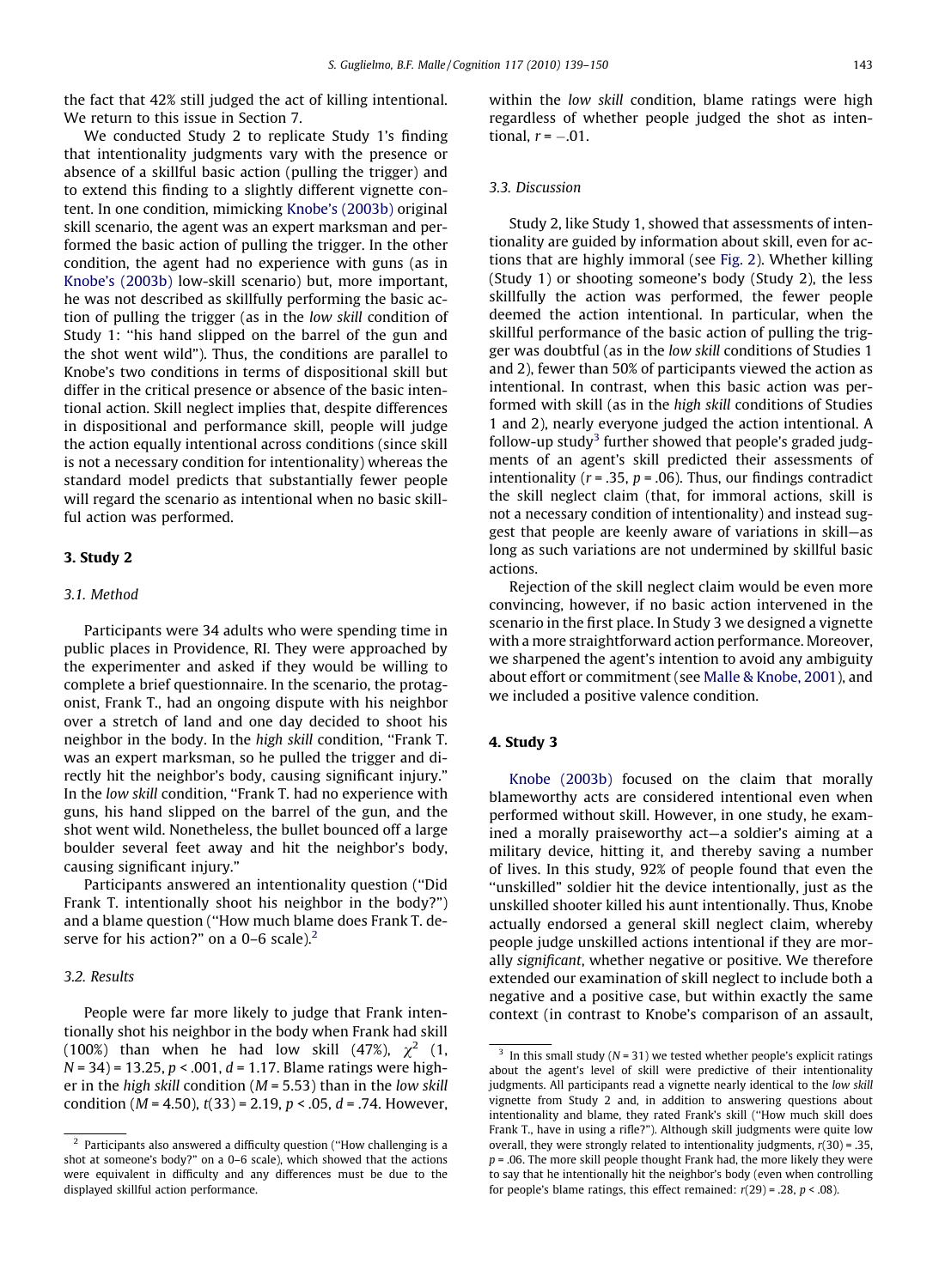the fact that 42% still judged the act of killing intentional. We return to this issue in Section 7.

We conducted Study 2 to replicate Study 1's finding that intentionality judgments vary with the presence or absence of a skillful basic action (pulling the trigger) and to extend this finding to a slightly different vignette content. In one condition, mimicking Knobe's (2003b) original skill scenario, the agent was an expert marksman and performed the basic action of pulling the trigger. In the other condition, the agent had no experience with guns (as in Knobe's (2003b) low-skill scenario) but, more important, he was not described as skillfully performing the basic action of pulling the trigger (as in the *low skill* condition of Study 1: "his hand slipped on the barrel of the gun and the shot went wild"). Thus, the conditions are parallel to Knobe's two conditions in terms of dispositional skill but differ in the critical presence or absence of the basic intentional action. Skill neglect implies that, despite differences in dispositional and performance skill, people will judge the action equally intentional across conditions (since skill is not a necessary condition for intentionality) whereas the standard model predicts that substantially fewer people will regard the scenario as intentional when no basic skillful action was performed.

## 3. Study 2

### 3.1. Method

Participants were 34 adults who were spending time in public places in Providence, RI. They were approached by the experimenter and asked if they would be willing to complete a brief questionnaire. In the scenario, the protagonist, Frank T., had an ongoing dispute with his neighbor over a stretch of land and one day decided to shoot his neighbor in the body. In the *high skill* condition, "Frank T. was an expert marksman, so he pulled the trigger and directly hit the neighbor's body, causing significant injury." In the *low skill* condition, "Frank T. had no experience with guns, his hand slipped on the barrel of the gun, and the shot went wild. Nonetheless, the bullet bounced off a large boulder several feet away and hit the neighbor's body, causing significant injury."

Participants answered an intentionality question ("Did Frank T. intentionally shoot his neighbor in the body?") and a blame question ("How much blame does Frank T. deserve for his action?" on a 0–6 scale).[2]

### 3.2. Results

People were far more likely to judge that Frank intentionally shot his neighbor in the body when Frank had skill (100%) than when he had low skill (47%), $\chi^2$ (1, $N$ = 34) = 13.25, $p$ < .001, $d$ = 1.17. Blame ratings were higher in the *high skill* condition ($M$ = 5.53) than in the *low skill* condition ($M$ = 4.50), $t(33)$ = 2.19, $p$ < .05, $d$ = .74. However, within the *low skill* condition, blame ratings were high regardless of whether people judged the shot as intentional, $r$ = −.01.

### 3.3. Discussion

Study 2, like Study 1, showed that assessments of intentionality are guided by information about skill, even for actions that are highly immoral (see Fig. 2). Whether killing (Study 1) or shooting someone's body (Study 2), the less skillfully the action was performed, the fewer people deemed the action intentional. In particular, when the skillful performance of the basic action of pulling the trigger was doubtful (as in the *low skill* conditions of Studies 1 and 2), fewer than 50% of participants viewed the action as intentional. In contrast, when this basic action was performed with skill (as in the *high skill* conditions of Studies 1 and 2), nearly everyone judged the action intentional. A follow-up study[3] further showed that people's graded judgments of an agent's skill predicted their assessments of intentionality ($r$ = .35, $p$ = .06). Thus, our findings contradict the skill neglect claim (that, for immoral actions, skill is not a necessary condition of intentionality) and instead suggest that people are keenly aware of variations in skill—as long as such variations are not undermined by skillful basic actions.

Rejection of the skill neglect claim would be even more convincing, however, if no basic action intervened in the scenario in the first place. In Study 3 we designed a vignette with a more straightforward action performance. Moreover, we sharpened the agent's intention to avoid any ambiguity about effort or commitment (see Malle & Knobe, 2001), and we included a positive valence condition.

## 4. Study 3

Knobe (2003b) focused on the claim that morally blameworthy acts are considered intentional even when performed without skill. However, in one study, he examined a morally praiseworthy act—a soldier's aiming at a military device, hitting it, and thereby saving a number of lives. In this study, 92% of people found that even the "unskilled" soldier hit the device intentionally, just as the unskilled shooter killed his aunt intentionally. Thus, Knobe actually endorsed a general skill neglect claim, whereby people judge unskilled actions intentional if they are morally *significant*, whether negative or positive. We therefore extended our examination of skill neglect to include both a negative and a positive case, but within exactly the same context (in contrast to Knobe's comparison of an assault,

---

[2] Participants also answered a difficulty question ("How challenging is a shot at someone's body?" on a 0–6 scale), which showed that the actions were equivalent in difficulty and any differences must be due to the displayed skillful action performance.

[3] In this small study ($N$ = 31) we tested whether people's explicit ratings about the agent's level of skill were predictive of their intentionality judgments. All participants read a vignette nearly identical to the *low skill* vignette from Study 2 and, in addition to answering questions about intentionality and blame, they rated Frank's skill ("How much skill does Frank T., have in using a rifle?"). Although skill judgments were quite low overall, they were strongly related to intentionality judgments, $r(30)$ = .35, $p$ = .06. The more skill people thought Frank had, the more likely they were to say that he intentionally hit the neighbor's body (even when controlling for people's blame ratings, this effect remained: $r(29)$ = .28, $p$ < .08).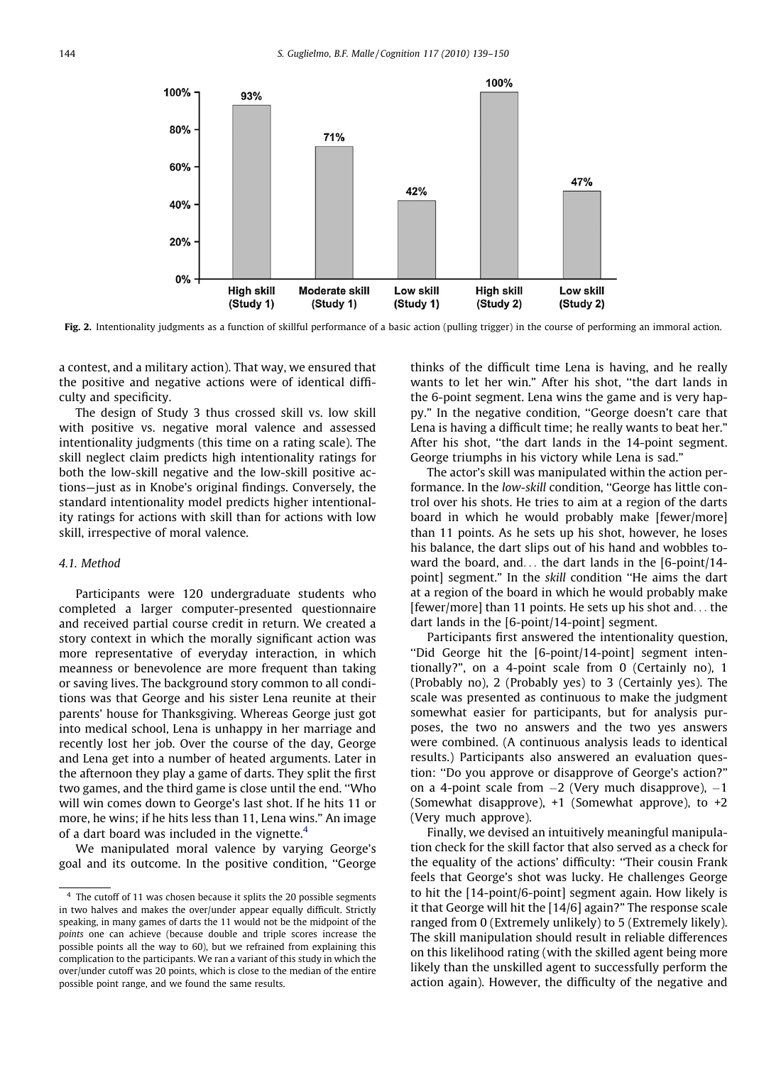| | High skill (Study 1) | Moderate skill (Study 1) | Low skill (Study 1) | High skill (Study 2) | Low skill (Study 2) |
|---|---|---|---|---|---|
| Intentionality judgments | 93% | 71% | 42% | 100% | 47% |

**Fig. 2.** Intentionality judgments as a function of skillful performance of a basic action (pulling trigger) in the course of performing an immoral action.

a contest, and a military action). That way, we ensured that the positive and negative actions were of identical difficulty and specificity.

The design of Study 3 thus crossed skill vs. low skill with positive vs. negative moral valence and assessed intentionality judgments (this time on a rating scale). The skill neglect claim predicts high intentionality ratings for both the low-skill negative and the low-skill positive actions—just as in Knobe's original findings. Conversely, the standard intentionality model predicts higher intentionality ratings for actions with skill than for actions with low skill, irrespective of moral valence.

### 4.1. Method

Participants were 120 undergraduate students who completed a larger computer-presented questionnaire and received partial course credit in return. We created a story context in which the morally significant action was more representative of everyday interaction, in which meanness or benevolence are more frequent than taking or saving lives. The background story common to all conditions was that George and his sister Lena reunite at their parents' house for Thanksgiving. Whereas George just got into medical school, Lena is unhappy in her marriage and recently lost her job. Over the course of the day, George and Lena get into a number of heated arguments. Later in the afternoon they play a game of darts. They split the first two games, and the third game is close until the end. ''Who will win comes down to George's last shot. If he hits 11 or more, he wins; if he hits less than 11, Lena wins.'' An image of a dart board was included in the vignette.[4]

We manipulated moral valence by varying George's goal and its outcome. In the positive condition, ''George thinks of the difficult time Lena is having, and he really wants to let her win.'' After his shot, ''the dart lands in the 6-point segment. Lena wins the game and is very happy.'' In the negative condition, ''George doesn't care that Lena is having a difficult time; he really wants to beat her.'' After his shot, ''the dart lands in the 14-point segment. George triumphs in his victory while Lena is sad.''

The actor's skill was manipulated within the action performance. In the *low-skill* condition, ''George has little control over his shots. He tries to aim at a region of the darts board in which he would probably make [fewer/more] than 11 points. As he sets up his shot, however, he loses his balance, the dart slips out of his hand and wobbles toward the board, and... the dart lands in the [6-point/14-point] segment.'' In the *skill* condition ''He aims the dart at a region of the board in which he would probably make [fewer/more] than 11 points. He sets up his shot and... the dart lands in the [6-point/14-point] segment.

Participants first answered the intentionality question, ''Did George hit the [6-point/14-point] segment intentionally?'', on a 4-point scale from 0 (Certainly no), 1 (Probably no), 2 (Probably yes) to 3 (Certainly yes). The scale was presented as continuous to make the judgment somewhat easier for participants, but for analysis purposes, the two no answers and the two yes answers were combined. (A continuous analysis leads to identical results.) Participants also answered an evaluation question: ''Do you approve or disapprove of George's action?'' on a 4-point scale from −2 (Very much disapprove), −1 (Somewhat disapprove), +1 (Somewhat approve), to +2 (Very much approve).

Finally, we devised an intuitively meaningful manipulation check for the skill factor that also served as a check for the equality of the actions' difficulty: ''Their cousin Frank feels that George's shot was lucky. He challenges George to hit the [14-point/6-point] segment again. How likely is it that George will hit the [14/6] again?'' The response scale ranged from 0 (Extremely unlikely) to 5 (Extremely likely). The skill manipulation should result in reliable differences on this likelihood rating (with the skilled agent being more likely than the unskilled agent to successfully perform the action again). However, the difficulty of the negative and

[4] The cutoff of 11 was chosen because it splits the 20 possible segments in two halves and makes the over/under appear equally difficult. Strictly speaking, in many games of darts the 11 would not be the midpoint of the *points* one can achieve (because double and triple scores increase the possible points all the way to 60), but we refrained from explaining this complication to the participants. We ran a variant of this study in which the over/under cutoff was 20 points, which is close to the median of the entire possible point range, and we found the same results.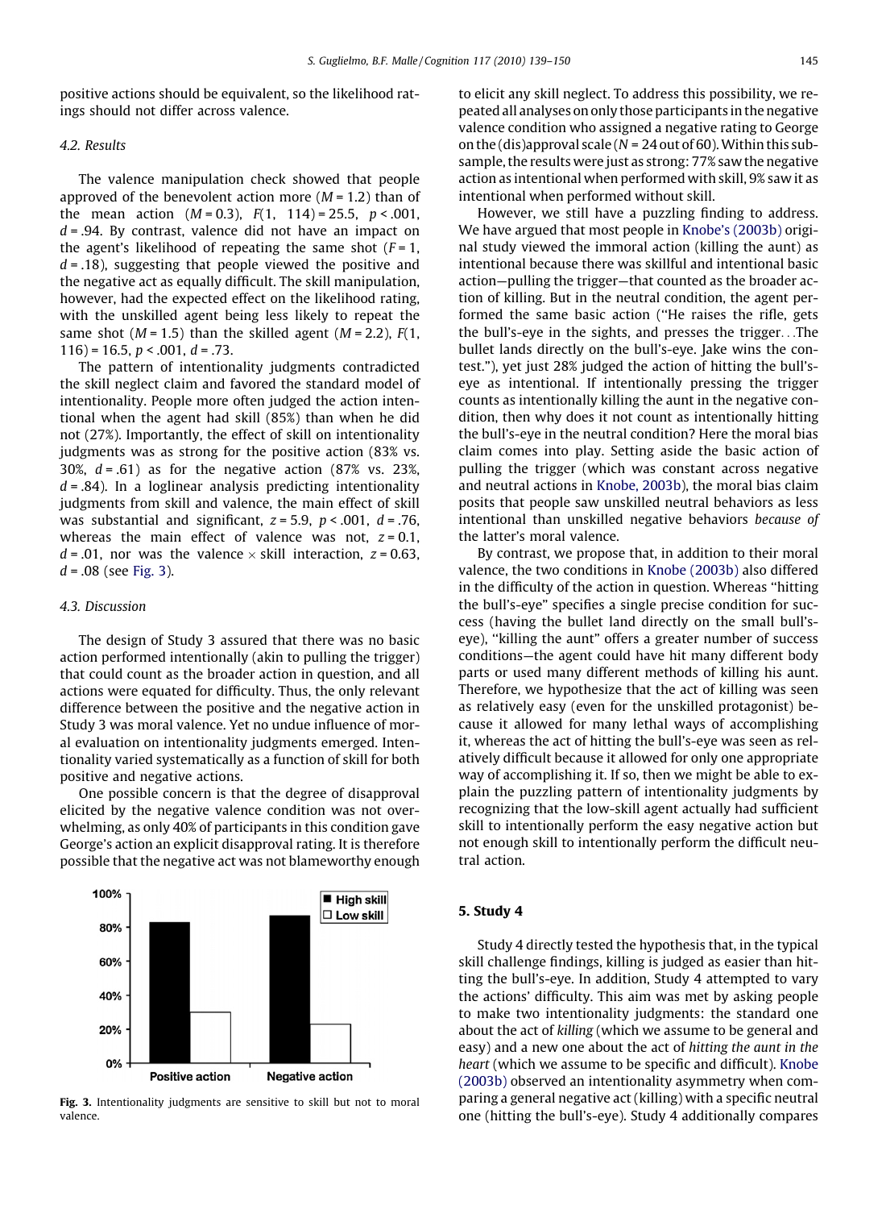positive actions should be equivalent, so the likelihood ratings should not differ across valence.

### 4.2. Results

The valence manipulation check showed that people approved of the benevolent action more ($M = 1.2$) than of the mean action ($M = 0.3$), $F(1, 114) = 25.5$, $p < .001$, $d = .94$. By contrast, valence did not have an impact on the agent's likelihood of repeating the same shot ($F = 1$, $d = .18$), suggesting that people viewed the positive and the negative act as equally difficult. The skill manipulation, however, had the expected effect on the likelihood rating, with the unskilled agent being less likely to repeat the same shot ($M = 1.5$) than the skilled agent ($M = 2.2$), $F(1, 116) = 16.5$, $p < .001$, $d = .73$.

The pattern of intentionality judgments contradicted the skill neglect claim and favored the standard model of intentionality. People more often judged the action intentional when the agent had skill (85%) than when he did not (27%). Importantly, the effect of skill on intentionality judgments was as strong for the positive action (83% vs. 30%, $d = .61$) as for the negative action (87% vs. 23%, $d = .84$). In a loglinear analysis predicting intentionality judgments from skill and valence, the main effect of skill was substantial and significant, $z = 5.9$, $p < .001$, $d = .76$, whereas the main effect of valence was not, $z = 0.1$, $d = .01$, nor was the valence × skill interaction, $z = 0.63$, $d = .08$ (see Fig. 3).

### 4.3. Discussion

The design of Study 3 assured that there was no basic action performed intentionally (akin to pulling the trigger) that could count as the broader action in question, and all actions were equated for difficulty. Thus, the only relevant difference between the positive and the negative action in Study 3 was moral valence. Yet no undue influence of moral evaluation on intentionality judgments emerged. Intentionality varied systematically as a function of skill for both positive and negative actions.

One possible concern is that the degree of disapproval elicited by the negative valence condition was not overwhelming, as only 40% of participants in this condition gave George's action an explicit disapproval rating. It is therefore possible that the negative act was not blameworthy enough to elicit any skill neglect. To address this possibility, we repeated all analyses on only those participants in the negative valence condition who assigned a negative rating to George on the (dis)approval scale ($N = 24$ out of 60). Within this subsample, the results were just as strong: 77% saw the negative action as intentional when performed with skill, 9% saw it as intentional when performed without skill.

However, we still have a puzzling finding to address. We have argued that most people in Knobe's (2003b) original study viewed the immoral action (killing the aunt) as intentional because there was skillful and intentional basic action—pulling the trigger—that counted as the broader action of killing. But in the neutral condition, the agent performed the same basic action ("He raises the rifle, gets the bull's-eye in the sights, and presses the trigger…The bullet lands directly on the bull's-eye. Jake wins the contest."), yet just 28% judged the action of hitting the bull's-eye as intentional. If intentionally pressing the trigger counts as intentionally killing the aunt in the negative condition, then why does it not count as intentionally hitting the bull's-eye in the neutral condition? Here the moral bias claim comes into play. Setting aside the basic action of pulling the trigger (which was constant across negative and neutral actions in Knobe, 2003b), the moral bias claim posits that people saw unskilled neutral behaviors as less intentional than unskilled negative behaviors *because of* the latter's moral valence.

By contrast, we propose that, in addition to their moral valence, the two conditions in Knobe (2003b) also differed in the difficulty of the action in question. Whereas "hitting the bull's-eye" specifies a single precise condition for success (having the bullet land directly on the small bull's-eye), "killing the aunt" offers a greater number of success conditions—the agent could have hit many different body parts or used many different methods of killing his aunt. Therefore, we hypothesize that the act of killing was seen as relatively easy (even for the unskilled protagonist) because it allowed for many lethal ways of accomplishing it, whereas the act of hitting the bull's-eye was seen as relatively difficult because it allowed for only one appropriate way of accomplishing it. If so, then we might be able to explain the puzzling pattern of intentionality judgments by recognizing that the low-skill agent actually had sufficient skill to intentionally perform the easy negative action but not enough skill to intentionally perform the difficult neutral action.

Fig. 3. Intentionality judgments are sensitive to skill but not to moral valence.

## 5. Study 4

Study 4 directly tested the hypothesis that, in the typical skill challenge findings, killing is judged as easier than hitting the bull's-eye. In addition, Study 4 attempted to vary the actions' difficulty. This aim was met by asking people to make two intentionality judgments: the standard one about the act of *killing* (which we assume to be general and easy) and a new one about the act of *hitting the aunt in the heart* (which we assume to be specific and difficult). Knobe (2003b) observed an intentionality asymmetry when comparing a general negative act (killing) with a specific neutral one (hitting the bull's-eye). Study 4 additionally compares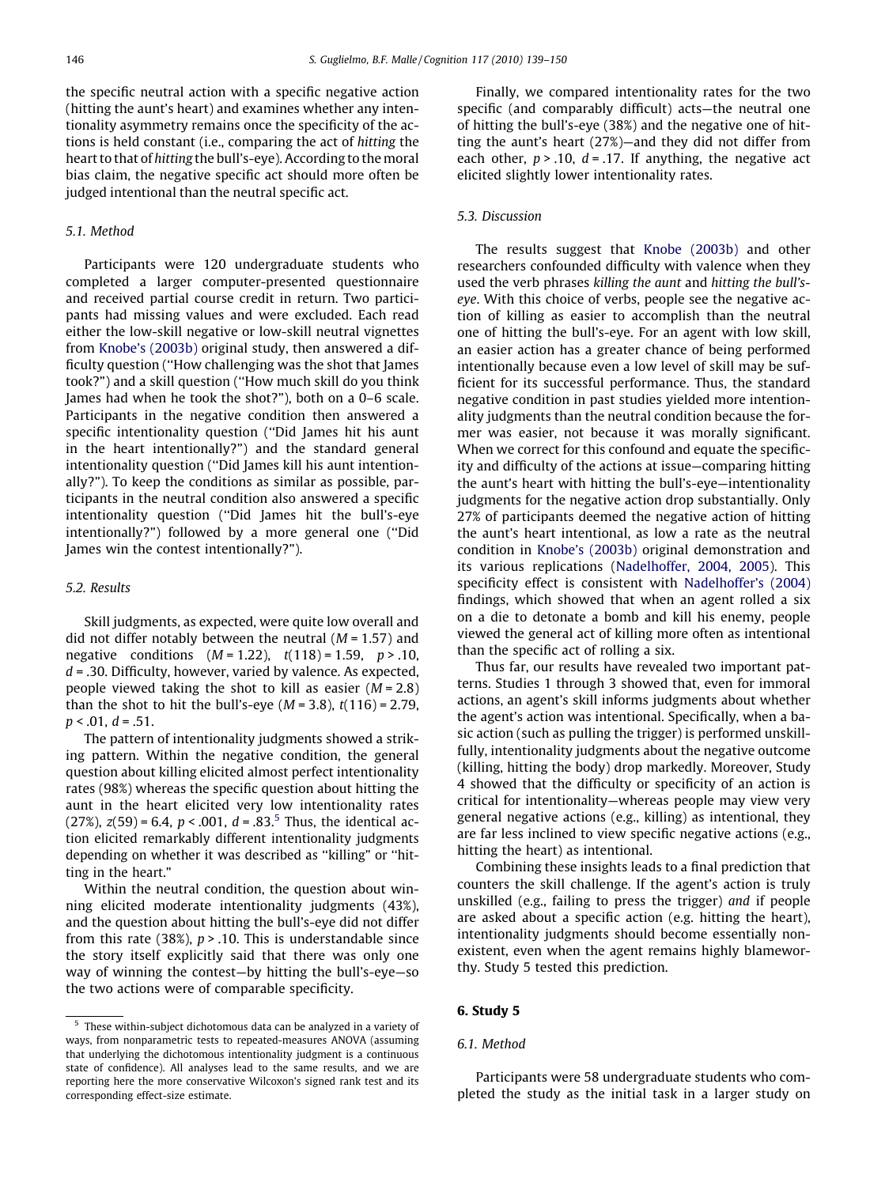the specific neutral action with a specific negative action (hitting the aunt's heart) and examines whether any intentionality asymmetry remains once the specificity of the actions is held constant (i.e., comparing the act of *hitting* the heart to that of *hitting* the bull's-eye). According to the moral bias claim, the negative specific act should more often be judged intentional than the neutral specific act.

### 5.1. Method

Participants were 120 undergraduate students who completed a larger computer-presented questionnaire and received partial course credit in return. Two participants had missing values and were excluded. Each read either the low-skill negative or low-skill neutral vignettes from Knobe's (2003b) original study, then answered a difficulty question ("How challenging was the shot that James took?") and a skill question ("How much skill do you think James had when he took the shot?"), both on a 0–6 scale. Participants in the negative condition then answered a specific intentionality question ("Did James hit his aunt in the heart intentionally?") and the standard general intentionality question ("Did James kill his aunt intentionally?"). To keep the conditions as similar as possible, participants in the neutral condition also answered a specific intentionality question ("Did James hit the bull's-eye intentionally?") followed by a more general one ("Did James win the contest intentionally?").

### 5.2. Results

Skill judgments, as expected, were quite low overall and did not differ notably between the neutral ($M = 1.57$) and negative conditions ($M = 1.22$), $t(118) = 1.59$, $p > .10$, $d = .30$. Difficulty, however, varied by valence. As expected, people viewed taking the shot to kill as easier ($M = 2.8$) than the shot to hit the bull's-eye ($M = 3.8$), $t(116) = 2.79$, $p < .01$, $d = .51$.

The pattern of intentionality judgments showed a striking pattern. Within the negative condition, the general question about killing elicited almost perfect intentionality rates (98%) whereas the specific question about hitting the aunt in the heart elicited very low intentionality rates (27%), $z(59) = 6.4$, $p < .001$, $d = .83$.[5] Thus, the identical action elicited remarkably different intentionality judgments depending on whether it was described as "killing" or "hitting in the heart."

Within the neutral condition, the question about winning elicited moderate intentionality judgments (43%), and the question about hitting the bull's-eye did not differ from this rate (38%), $p > .10$. This is understandable since the story itself explicitly said that there was only one way of winning the contest—by hitting the bull's-eye—so the two actions were of comparable specificity.

Finally, we compared intentionality rates for the two specific (and comparably difficult) acts—the neutral one of hitting the bull's-eye (38%) and the negative one of hitting the aunt's heart (27%)—and they did not differ from each other, $p > .10$, $d = .17$. If anything, the negative act elicited slightly lower intentionality rates.

### 5.3. Discussion

The results suggest that Knobe (2003b) and other researchers confounded difficulty with valence when they used the verb phrases *killing the aunt* and *hitting the bull's-eye*. With this choice of verbs, people see the negative action of killing as easier to accomplish than the neutral one of hitting the bull's-eye. For an agent with low skill, an easier action has a greater chance of being performed intentionally because even a low level of skill may be sufficient for its successful performance. Thus, the standard negative condition in past studies yielded more intentionality judgments than the neutral condition because the former was easier, not because it was morally significant. When we correct for this confound and equate the specificity and difficulty of the actions at issue—comparing hitting the aunt's heart with hitting the bull's-eye—intentionality judgments for the negative action drop substantially. Only 27% of participants deemed the negative action of hitting the aunt's heart intentional, as low a rate as the neutral condition in Knobe's (2003b) original demonstration and its various replications (Nadelhoffer, 2004, 2005). This specificity effect is consistent with Nadelhoffer's (2004) findings, which showed that when an agent rolled a six on a die to detonate a bomb and kill his enemy, people viewed the general act of killing more often as intentional than the specific act of rolling a six.

Thus far, our results have revealed two important patterns. Studies 1 through 3 showed that, even for immoral actions, an agent's skill informs judgments about whether the agent's action was intentional. Specifically, when a basic action (such as pulling the trigger) is performed unskillfully, intentionality judgments about the negative outcome (killing, hitting the body) drop markedly. Moreover, Study 4 showed that the difficulty or specificity of an action is critical for intentionality—whereas people may view very general negative actions (e.g., killing) as intentional, they are far less inclined to view specific negative actions (e.g., hitting the heart) as intentional.

Combining these insights leads to a final prediction that counters the skill challenge. If the agent's action is truly unskilled (e.g., failing to press the trigger) *and* if people are asked about a specific action (e.g. hitting the heart), intentionality judgments should become essentially nonexistent, even when the agent remains highly blameworthy. Study 5 tested this prediction.

## 6. Study 5

### 6.1. Method

Participants were 58 undergraduate students who completed the study as the initial task in a larger study on

---

[5] These within-subject dichotomous data can be analyzed in a variety of ways, from nonparametric tests to repeated-measures ANOVA (assuming that underlying the dichotomous intentionality judgment is a continuous state of confidence). All analyses lead to the same results, and we are reporting here the more conservative Wilcoxon's signed rank test and its corresponding effect-size estimate.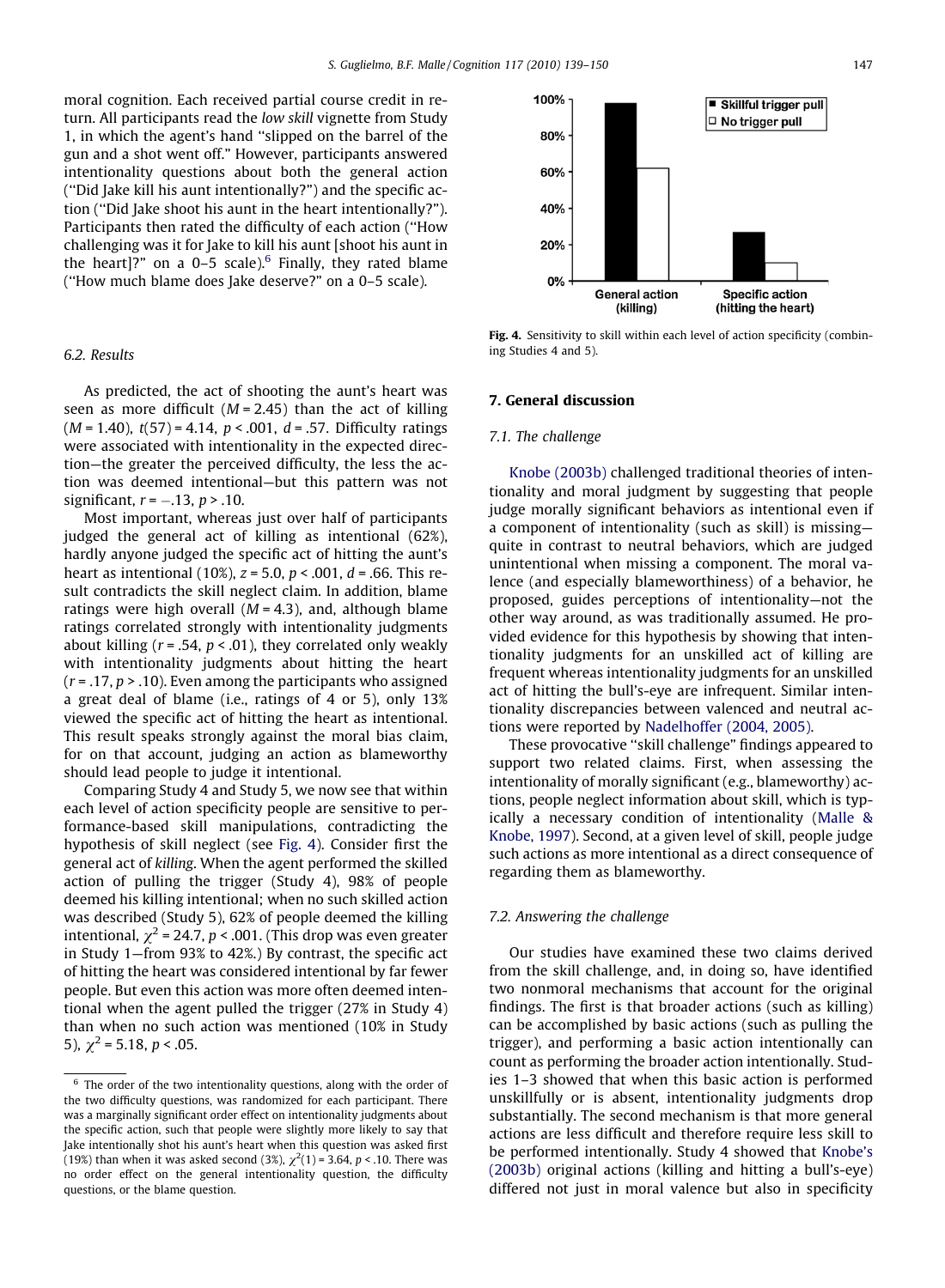moral cognition. Each received partial course credit in return. All participants read the *low skill* vignette from Study 1, in which the agent's hand "slipped on the barrel of the gun and a shot went off." However, participants answered intentionality questions about both the general action ("Did Jake kill his aunt intentionally?") and the specific action ("Did Jake shoot his aunt in the heart intentionally?"). Participants then rated the difficulty of each action ("How challenging was it for Jake to kill his aunt [shoot his aunt in the heart]?" on a 0–5 scale).[6] Finally, they rated blame ("How much blame does Jake deserve?" on a 0–5 scale).

### 6.2. Results

As predicted, the act of shooting the aunt's heart was seen as more difficult ($M = 2.45$) than the act of killing ($M = 1.40$), $t(57) = 4.14$, $p < .001$, $d = .57$. Difficulty ratings were associated with intentionality in the expected direction—the greater the perceived difficulty, the less the action was deemed intentional—but this pattern was not significant, $r = -.13$, $p > .10$.

Most important, whereas just over half of participants judged the general act of killing as intentional (62%), hardly anyone judged the specific act of hitting the aunt's heart as intentional (10%), $z = 5.0$, $p < .001$, $d = .66$. This result contradicts the skill neglect claim. In addition, blame ratings were high overall ($M = 4.3$), and, although blame ratings correlated strongly with intentionality judgments about killing ($r = .54$, $p < .01$), they correlated only weakly with intentionality judgments about hitting the heart ($r = .17$, $p > .10$). Even among the participants who assigned a great deal of blame (i.e., ratings of 4 or 5), only 13% viewed the specific act of hitting the heart as intentional. This result speaks strongly against the moral bias claim, for on that account, judging an action as blameworthy should lead people to judge it intentional.

Comparing Study 4 and Study 5, we now see that within each level of action specificity people are sensitive to performance-based skill manipulations, contradicting the hypothesis of skill neglect (see Fig. 4). Consider first the general act of *killing*. When the agent performed the skilled action of pulling the trigger (Study 4), 98% of people deemed his killing intentional; when no such skilled action was described (Study 5), 62% of people deemed the killing intentional, $\chi^2 = 24.7$, $p < .001$. (This drop was even greater in Study 1—from 93% to 42%.) By contrast, the specific act of hitting the heart was considered intentional by far fewer people. But even this action was more often deemed intentional when the agent pulled the trigger (27% in Study 4) than when no such action was mentioned (10% in Study 5), $\chi^2 = 5.18$, $p < .05$.

[6] The order of the two intentionality questions, along with the order of the two difficulty questions, was randomized for each participant. There was a marginally significant order effect on intentionality judgments about the specific action, such that people were slightly more likely to say that Jake intentionally shot his aunt's heart when this question was asked first (19%) than when it was asked second (3%), $\chi^2(1) = 3.64$, $p < .10$. There was no order effect on the general intentionality question, the difficulty questions, or the blame question.

Fig. 4. Sensitivity to skill within each level of action specificity (combining Studies 4 and 5).

## 7. General discussion

### 7.1. The challenge

Knobe (2003b) challenged traditional theories of intentionality and moral judgment by suggesting that people judge morally significant behaviors as intentional even if a component of intentionality (such as skill) is missing—quite in contrast to neutral behaviors, which are judged unintentional when missing a component. The moral valence (and especially blameworthiness) of a behavior, he proposed, guides perceptions of intentionality—not the other way around, as was traditionally assumed. He provided evidence for this hypothesis by showing that intentionality judgments for an unskilled act of killing are frequent whereas intentionality judgments for an unskilled act of hitting the bull's-eye are infrequent. Similar intentionality discrepancies between valenced and neutral actions were reported by Nadelhoffer (2004, 2005).

These provocative "skill challenge" findings appeared to support two related claims. First, when assessing the intentionality of morally significant (e.g., blameworthy) actions, people neglect information about skill, which is typically a necessary condition of intentionality (Malle & Knobe, 1997). Second, at a given level of skill, people judge such actions as more intentional as a direct consequence of regarding them as blameworthy.

### 7.2. Answering the challenge

Our studies have examined these two claims derived from the skill challenge, and, in doing so, have identified two nonmoral mechanisms that account for the original findings. The first is that broader actions (such as killing) can be accomplished by basic actions (such as pulling the trigger), and performing a basic action intentionally can count as performing the broader action intentionally. Studies 1–3 showed that when this basic action is performed unskillfully or is absent, intentionality judgments drop substantially. The second mechanism is that more general actions are less difficult and therefore require less skill to be performed intentionally. Study 4 showed that Knobe's (2003b) original actions (killing and hitting a bull's-eye) differed not just in moral valence but also in specificity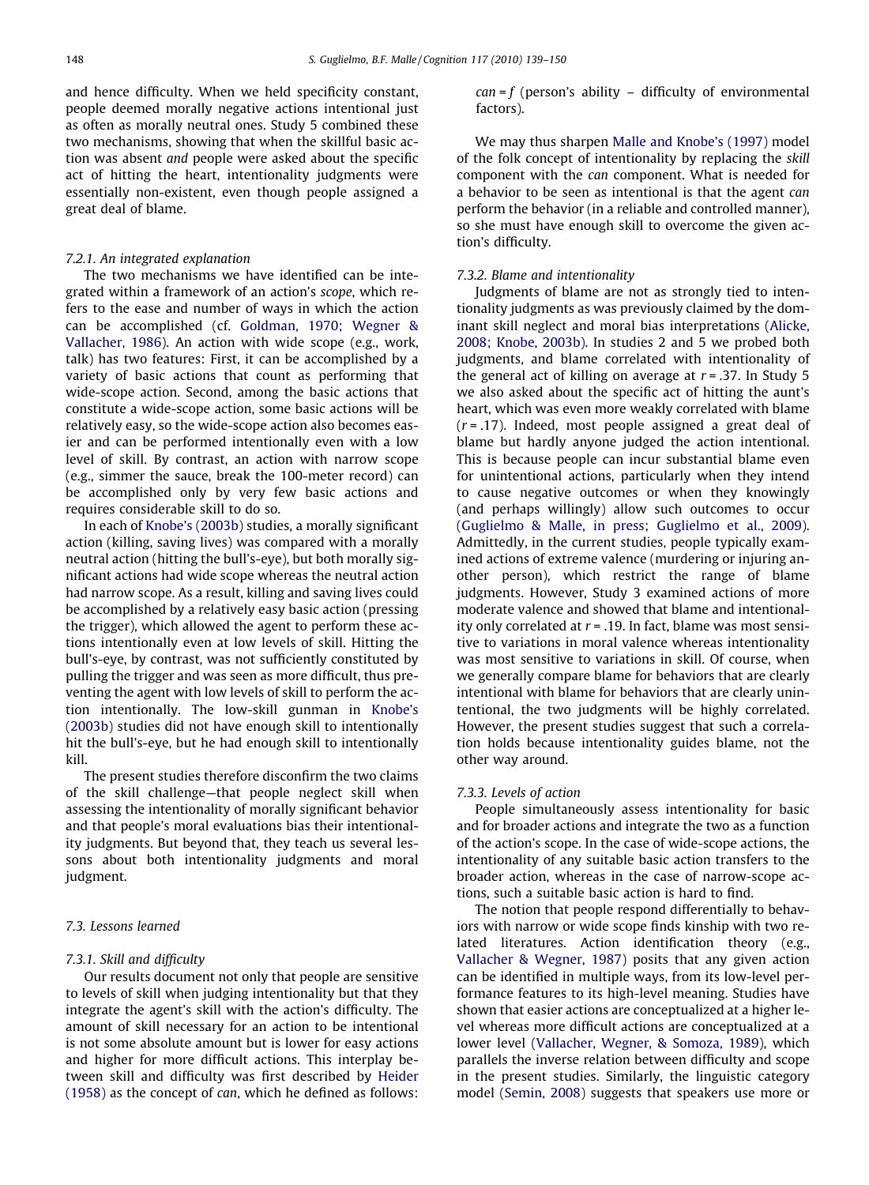and hence difficulty. When we held specificity constant, people deemed morally negative actions intentional just as often as morally neutral ones. Study 5 combined these two mechanisms, showing that when the skillful basic action was absent *and* people were asked about the specific act of hitting the heart, intentionality judgments were essentially non-existent, even though people assigned a great deal of blame.

#### 7.2.1. An integrated explanation

The two mechanisms we have identified can be integrated within a framework of an action's *scope*, which refers to the ease and number of ways in which the action can be accomplished (cf. Goldman, 1970; Wegner & Vallacher, 1986). An action with wide scope (e.g., work, talk) has two features: First, it can be accomplished by a variety of basic actions that count as performing that wide-scope action. Second, among the basic actions that constitute a wide-scope action, some basic actions will be relatively easy, so the wide-scope action also becomes easier and can be performed intentionally even with a low level of skill. By contrast, an action with narrow scope (e.g., simmer the sauce, break the 100-meter record) can be accomplished only by very few basic actions and requires considerable skill to do so.

In each of Knobe's (2003b) studies, a morally significant action (killing, saving lives) was compared with a morally neutral action (hitting the bull's-eye), but both morally significant actions had wide scope whereas the neutral action had narrow scope. As a result, killing and saving lives could be accomplished by a relatively easy basic action (pressing the trigger), which allowed the agent to perform these actions intentionally even at low levels of skill. Hitting the bull's-eye, by contrast, was not sufficiently constituted by pulling the trigger and was seen as more difficult, thus preventing the agent with low levels of skill to perform the action intentionally. The low-skill gunman in Knobe's (2003b) studies did not have enough skill to intentionally hit the bull's-eye, but he had enough skill to intentionally kill.

The present studies therefore disconfirm the two claims of the skill challenge—that people neglect skill when assessing the intentionality of morally significant behavior and that people's moral evaluations bias their intentionality judgments. But beyond that, they teach us several lessons about both intentionality judgments and moral judgment.

### 7.3. Lessons learned

#### 7.3.1. Skill and difficulty

Our results document not only that people are sensitive to levels of skill when judging intentionality but that they integrate the agent's skill with the action's difficulty. The amount of skill necessary for an action to be intentional is not some absolute amount but is lower for easy actions and higher for more difficult actions. This interplay between skill and difficulty was first described by Heider (1958) as the concept of *can*, which he defined as follows:

*can* = *f* (person's ability – difficulty of environmental factors).

We may thus sharpen Malle and Knobe's (1997) model of the folk concept of intentionality by replacing the *skill* component with the *can* component. What is needed for a behavior to be seen as intentional is that the agent *can* perform the behavior (in a reliable and controlled manner), so she must have enough skill to overcome the given action's difficulty.

#### 7.3.2. Blame and intentionality

Judgments of blame are not as strongly tied to intentionality judgments as was previously claimed by the dominant skill neglect and moral bias interpretations (Alicke, 2008; Knobe, 2003b). In studies 2 and 5 we probed both judgments, and blame correlated with intentionality of the general act of killing on average at $r = .37$. In Study 5 we also asked about the specific act of hitting the aunt's heart, which was even more weakly correlated with blame ($r = .17$). Indeed, most people assigned a great deal of blame but hardly anyone judged the action intentional. This is because people can incur substantial blame even for unintentional actions, particularly when they intend to cause negative outcomes or when they knowingly (and perhaps willingly) allow such outcomes to occur (Guglielmo & Malle, in press; Guglielmo et al., 2009). Admittedly, in the current studies, people typically examined actions of extreme valence (murdering or injuring another person), which restrict the range of blame judgments. However, Study 3 examined actions of more moderate valence and showed that blame and intentionality only correlated at $r = .19$. In fact, blame was most sensitive to variations in moral valence whereas intentionality was most sensitive to variations in skill. Of course, when we generally compare blame for behaviors that are clearly intentional with blame for behaviors that are clearly unintentional, the two judgments will be highly correlated. However, the present studies suggest that such a correlation holds because intentionality guides blame, not the other way around.

#### 7.3.3. Levels of action

People simultaneously assess intentionality for basic and for broader actions and integrate the two as a function of the action's scope. In the case of wide-scope actions, the intentionality of any suitable basic action transfers to the broader action, whereas in the case of narrow-scope actions, such a suitable basic action is hard to find.

The notion that people respond differentially to behaviors with narrow or wide scope finds kinship with two related literatures. Action identification theory (e.g., Vallacher & Wegner, 1987) posits that any given action can be identified in multiple ways, from its low-level performance features to its high-level meaning. Studies have shown that easier actions are conceptualized at a higher level whereas more difficult actions are conceptualized at a lower level (Vallacher, Wegner, & Somoza, 1989), which parallels the inverse relation between difficulty and scope in the present studies. Similarly, the linguistic category model (Semin, 2008) suggests that speakers use more or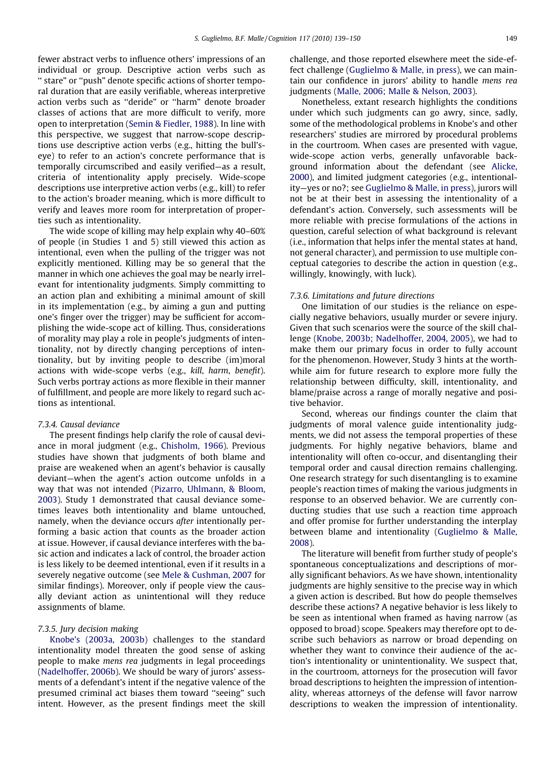fewer abstract verbs to influence others' impressions of an individual or group. Descriptive action verbs such as " stare" or "push" denote specific actions of shorter temporal duration that are easily verifiable, whereas interpretive action verbs such as "deride" or "harm" denote broader classes of actions that are more difficult to verify, more open to interpretation (Semin & Fiedler, 1988). In line with this perspective, we suggest that narrow-scope descriptions use descriptive action verbs (e.g., hitting the bull's-eye) to refer to an action's concrete performance that is temporally circumscribed and easily verified—as a result, criteria of intentionality apply precisely. Wide-scope descriptions use interpretive action verbs (e.g., kill) to refer to the action's broader meaning, which is more difficult to verify and leaves more room for interpretation of properties such as intentionality.

The wide scope of killing may help explain why 40–60% of people (in Studies 1 and 5) still viewed this action as intentional, even when the pulling of the trigger was not explicitly mentioned. Killing may be so general that the manner in which one achieves the goal may be nearly irrelevant for intentionality judgments. Simply committing to an action plan and exhibiting a minimal amount of skill in its implementation (e.g., by aiming a gun and putting one's finger over the trigger) may be sufficient for accomplishing the wide-scope act of killing. Thus, considerations of morality may play a role in people's judgments of intentionality, not by directly changing perceptions of intentionality, but by inviting people to describe (im)moral actions with wide-scope verbs (e.g., *kill*, *harm*, *benefit*). Such verbs portray actions as more flexible in their manner of fulfillment, and people are more likely to regard such actions as intentional.

#### 7.3.4. Causal deviance

The present findings help clarify the role of causal deviance in moral judgment (e.g., Chisholm, 1966). Previous studies have shown that judgments of both blame and praise are weakened when an agent's behavior is causally deviant—when the agent's action outcome unfolds in a way that was not intended (Pizarro, Uhlmann, & Bloom, 2003). Study 1 demonstrated that causal deviance sometimes leaves both intentionality and blame untouched, namely, when the deviance occurs *after* intentionally performing a basic action that counts as the broader action at issue. However, if causal deviance interferes with the basic action and indicates a lack of control, the broader action is less likely to be deemed intentional, even if it results in a severely negative outcome (see Mele & Cushman, 2007 for similar findings). Moreover, only if people view the causally deviant action as unintentional will they reduce assignments of blame.

#### 7.3.5. Jury decision making

Knobe's (2003a, 2003b) challenges to the standard intentionality model threaten the good sense of asking people to make *mens rea* judgments in legal proceedings (Nadelhoffer, 2006b). We should be wary of jurors' assessments of a defendant's intent if the negative valence of the presumed criminal act biases them toward "seeing" such intent. However, as the present findings meet the skill challenge, and those reported elsewhere meet the side-effect challenge (Guglielmo & Malle, in press), we can maintain our confidence in jurors' ability to handle *mens rea* judgments (Malle, 2006; Malle & Nelson, 2003).

Nonetheless, extant research highlights the conditions under which such judgments can go awry, since, sadly, some of the methodological problems in Knobe's and other researchers' studies are mirrored by procedural problems in the courtroom. When cases are presented with vague, wide-scope action verbs, generally unfavorable background information about the defendant (see Alicke, 2000), and limited judgment categories (e.g., intentionality—yes or no?; see Guglielmo & Malle, in press), jurors will not be at their best in assessing the intentionality of a defendant's action. Conversely, such assessments will be more reliable with precise formulations of the actions in question, careful selection of what background is relevant (i.e., information that helps infer the mental states at hand, not general character), and permission to use multiple conceptual categories to describe the action in question (e.g., willingly, knowingly, with luck).

#### 7.3.6. Limitations and future directions

One limitation of our studies is the reliance on especially negative behaviors, usually murder or severe injury. Given that such scenarios were the source of the skill challenge (Knobe, 2003b; Nadelhoffer, 2004, 2005), we had to make them our primary focus in order to fully account for the phenomenon. However, Study 3 hints at the worthwhile aim for future research to explore more fully the relationship between difficulty, skill, intentionality, and blame/praise across a range of morally negative and positive behavior.

Second, whereas our findings counter the claim that judgments of moral valence guide intentionality judgments, we did not assess the temporal properties of these judgments. For highly negative behaviors, blame and intentionality will often co-occur, and disentangling their temporal order and causal direction remains challenging. One research strategy for such disentangling is to examine people's reaction times of making the various judgments in response to an observed behavior. We are currently conducting studies that use such a reaction time approach and offer promise for further understanding the interplay between blame and intentionality (Guglielmo & Malle, 2008).

The literature will benefit from further study of people's spontaneous conceptualizations and descriptions of morally significant behaviors. As we have shown, intentionality judgments are highly sensitive to the precise way in which a given action is described. But how do people themselves describe these actions? A negative behavior is less likely to be seen as intentional when framed as having narrow (as opposed to broad) scope. Speakers may therefore opt to describe such behaviors as narrow or broad depending on whether they want to convince their audience of the action's intentionality or unintentionality. We suspect that, in the courtroom, attorneys for the prosecution will favor broad descriptions to heighten the impression of intentionality, whereas attorneys of the defense will favor narrow descriptions to weaken the impression of intentionality.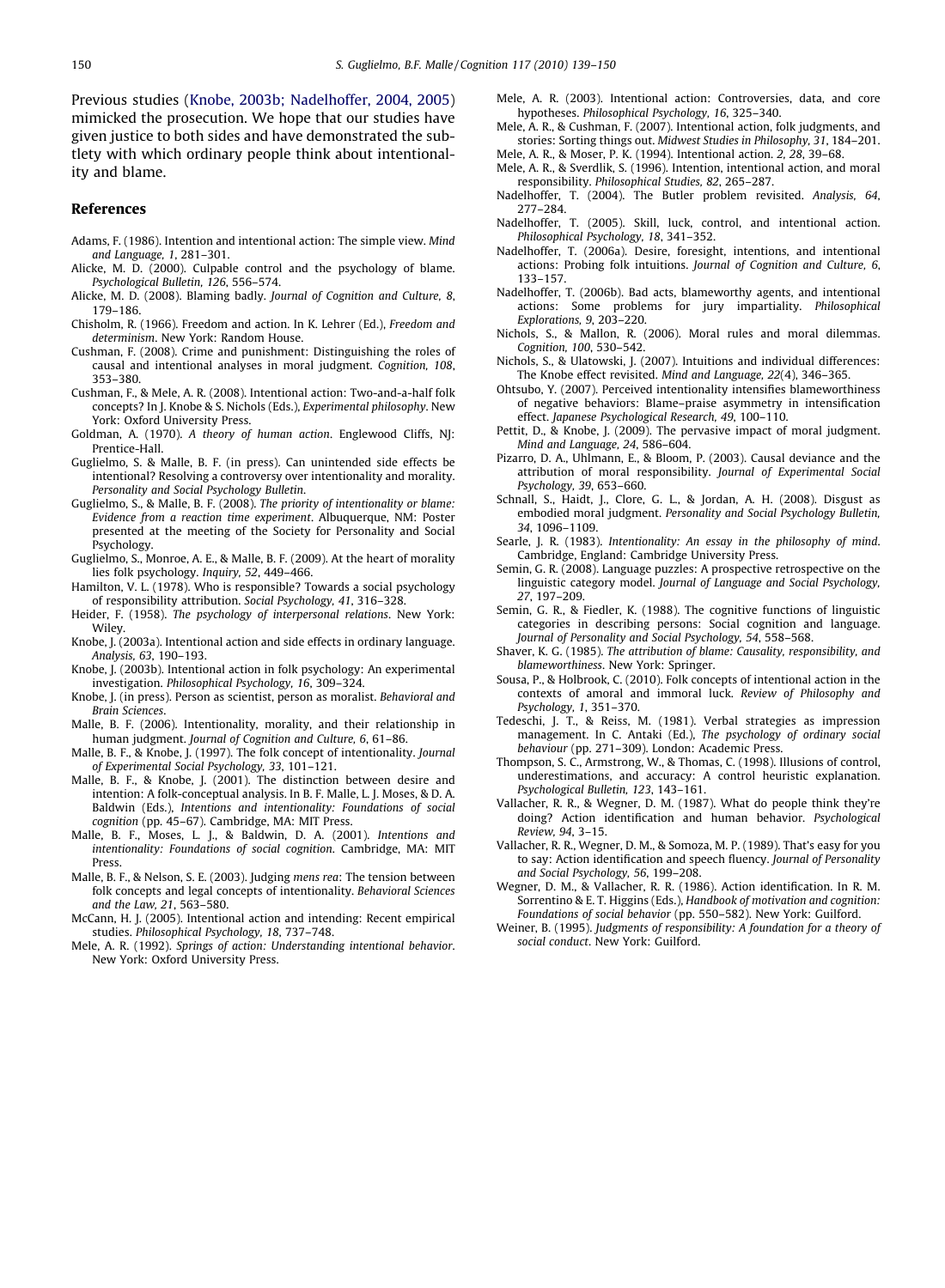Previous studies (Knobe, 2003b; Nadelhoffer, 2004, 2005) mimicked the prosecution. We hope that our studies have given justice to both sides and have demonstrated the subtlety with which ordinary people think about intentionality and blame.

## References

Adams, F. (1986). Intention and intentional action: The simple view. *Mind and Language, 1*, 281–301.

Alicke, M. D. (2000). Culpable control and the psychology of blame. *Psychological Bulletin, 126*, 556–574.

Alicke, M. D. (2008). Blaming badly. *Journal of Cognition and Culture, 8*, 179–186.

Chisholm, R. (1966). Freedom and action. In K. Lehrer (Ed.), *Freedom and determinism*. New York: Random House.

Cushman, F. (2008). Crime and punishment: Distinguishing the roles of causal and intentional analyses in moral judgment. *Cognition, 108*, 353–380.

Cushman, F., & Mele, A. R. (2008). Intentional action: Two-and-a-half folk concepts? In J. Knobe & S. Nichols (Eds.), *Experimental philosophy*. New York: Oxford University Press.

Goldman, A. (1970). *A theory of human action*. Englewood Cliffs, NJ: Prentice-Hall.

Guglielmo, S. & Malle, B. F. (in press). Can unintended side effects be intentional? Resolving a controversy over intentionality and morality. *Personality and Social Psychology Bulletin*.

Guglielmo, S., & Malle, B. F. (2008). *The priority of intentionality or blame: Evidence from a reaction time experiment*. Albuquerque, NM: Poster presented at the meeting of the Society for Personality and Social Psychology.

Guglielmo, S., Monroe, A. E., & Malle, B. F. (2009). At the heart of morality lies folk psychology. *Inquiry, 52*, 449–466.

Hamilton, V. L. (1978). Who is responsible? Towards a social psychology of responsibility attribution. *Social Psychology, 41*, 316–328.

Heider, F. (1958). *The psychology of interpersonal relations*. New York: Wiley.

Knobe, J. (2003a). Intentional action and side effects in ordinary language. *Analysis, 63*, 190–193.

Knobe, J. (2003b). Intentional action in folk psychology: An experimental investigation. *Philosophical Psychology, 16*, 309–324.

Knobe, J. (in press). Person as scientist, person as moralist. *Behavioral and Brain Sciences*.

Malle, B. F. (2006). Intentionality, morality, and their relationship in human judgment. *Journal of Cognition and Culture, 6*, 61–86.

Malle, B. F., & Knobe, J. (1997). The folk concept of intentionality. *Journal of Experimental Social Psychology, 33*, 101–121.

Malle, B. F., & Knobe, J. (2001). The distinction between desire and intention: A folk-conceptual analysis. In B. F. Malle, L. J. Moses, & D. A. Baldwin (Eds.), *Intentions and intentionality: Foundations of social cognition* (pp. 45–67). Cambridge, MA: MIT Press.

Malle, B. F., Moses, L. J., & Baldwin, D. A. (2001). *Intentions and intentionality: Foundations of social cognition*. Cambridge, MA: MIT Press.

Malle, B. F., & Nelson, S. E. (2003). Judging *mens rea*: The tension between folk concepts and legal concepts of intentionality. *Behavioral Sciences and the Law, 21*, 563–580.

McCann, H. J. (2005). Intentional action and intending: Recent empirical studies. *Philosophical Psychology, 18*, 737–748.

Mele, A. R. (1992). *Springs of action: Understanding intentional behavior*. New York: Oxford University Press.

Mele, A. R. (2003). Intentional action: Controversies, data, and core hypotheses. *Philosophical Psychology, 16*, 325–340.

Mele, A. R., & Cushman, F. (2007). Intentional action, folk judgments, and stories: Sorting things out. *Midwest Studies in Philosophy, 31*, 184–201.

Mele, A. R., & Moser, P. K. (1994). Intentional action. *2, 28*, 39–68.

Mele, A. R., & Sverdlik, S. (1996). Intention, intentional action, and moral responsibility. *Philosophical Studies, 82*, 265–287.

Nadelhoffer, T. (2004). The Butler problem revisited. *Analysis, 64*, 277–284.

Nadelhoffer, T. (2005). Skill, luck, control, and intentional action. *Philosophical Psychology, 18*, 341–352.

Nadelhoffer, T. (2006a). Desire, foresight, intentions, and intentional actions: Probing folk intuitions. *Journal of Cognition and Culture, 6*, 133–157.

Nadelhoffer, T. (2006b). Bad acts, blameworthy agents, and intentional actions: Some problems for jury impartiality. *Philosophical Explorations, 9*, 203–220.

Nichols, S., & Mallon, R. (2006). Moral rules and moral dilemmas. *Cognition, 100*, 530–542.

Nichols, S., & Ulatowski, J. (2007). Intuitions and individual differences: The Knobe effect revisited. *Mind and Language, 22*(4), 346–365.

Ohtsubo, Y. (2007). Perceived intentionality intensifies blameworthiness of negative behaviors: Blame–praise asymmetry in intensification effect. *Japanese Psychological Research, 49*, 100–110.

Pettit, D., & Knobe, J. (2009). The pervasive impact of moral judgment. *Mind and Language, 24*, 586–604.

Pizarro, D. A., Uhlmann, E., & Bloom, P. (2003). Causal deviance and the attribution of moral responsibility. *Journal of Experimental Social Psychology, 39*, 653–660.

Schnall, S., Haidt, J., Clore, G. L., & Jordan, A. H. (2008). Disgust as embodied moral judgment. *Personality and Social Psychology Bulletin, 34*, 1096–1109.

Searle, J. R. (1983). *Intentionality: An essay in the philosophy of mind*. Cambridge, England: Cambridge University Press.

Semin, G. R. (2008). Language puzzles: A prospective retrospective on the linguistic category model. *Journal of Language and Social Psychology, 27*, 197–209.

Semin, G. R., & Fiedler, K. (1988). The cognitive functions of linguistic categories in describing persons: Social cognition and language. *Journal of Personality and Social Psychology, 54*, 558–568.

Shaver, K. G. (1985). *The attribution of blame: Causality, responsibility, and blameworthiness*. New York: Springer.

Sousa, P., & Holbrook, C. (2010). Folk concepts of intentional action in the contexts of amoral and immoral luck. *Review of Philosophy and Psychology, 1*, 351–370.

Tedeschi, J. T., & Reiss, M. (1981). Verbal strategies as impression management. In C. Antaki (Ed.), *The psychology of ordinary social behaviour* (pp. 271–309). London: Academic Press.

Thompson, S. C., Armstrong, W., & Thomas, C. (1998). Illusions of control, underestimations, and accuracy: A control heuristic explanation. *Psychological Bulletin, 123*, 143–161.

Vallacher, R. R., & Wegner, D. M. (1987). What do people think they're doing? Action identification and human behavior. *Psychological Review, 94*, 3–15.

Vallacher, R. R., Wegner, D. M., & Somoza, M. P. (1989). That's easy for you to say: Action identification and speech fluency. *Journal of Personality and Social Psychology, 56*, 199–208.

Wegner, D. M., & Vallacher, R. R. (1986). Action identification. In R. M. Sorrentino & E. T. Higgins (Eds.), *Handbook of motivation and cognition: Foundations of social behavior* (pp. 550–582). New York: Guilford.

Weiner, B. (1995). *Judgments of responsibility: A foundation for a theory of social conduct*. New York: Guilford.